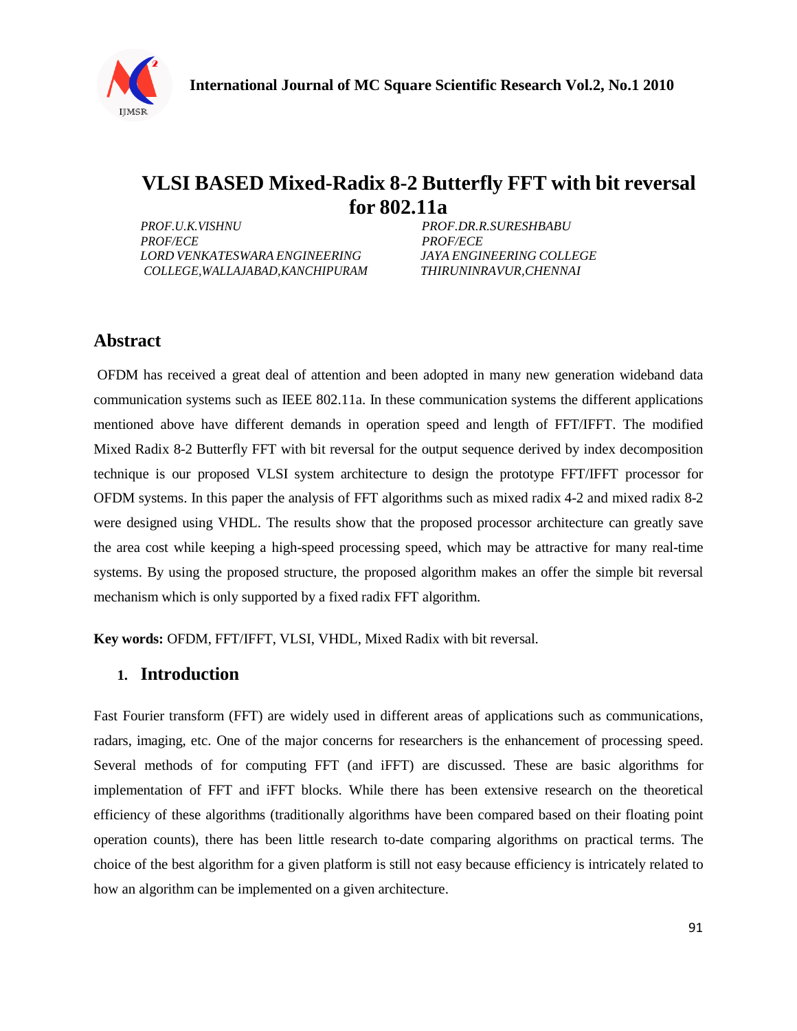# VLSI BASED Mixed-Radix 8-2 Butterfly FFT with bit reversal for 802.11a

*PROF.U.K.VISHNU*
*PROF/ECE*
*LORD VENKATESWARA ENGINEERING COLLEGE,WALLAJABAD,KANCHIPURAM*

*PROF.DR.R.SURESHBABU*
*PROF/ECE*
*JAYA ENGINEERING COLLEGE*
*THIRUNINRAVUR,CHENNAI*

## Abstract

OFDM has received a great deal of attention and been adopted in many new generation wideband data communication systems such as IEEE 802.11a. In these communication systems the different applications mentioned above have different demands in operation speed and length of FFT/IFFT. The modified Mixed Radix 8-2 Butterfly FFT with bit reversal for the output sequence derived by index decomposition technique is our proposed VLSI system architecture to design the prototype FFT/IFFT processor for OFDM systems. In this paper the analysis of FFT algorithms such as mixed radix 4-2 and mixed radix 8-2 were designed using VHDL. The results show that the proposed processor architecture can greatly save the area cost while keeping a high-speed processing speed, which may be attractive for many real-time systems. By using the proposed structure, the proposed algorithm makes an offer the simple bit reversal mechanism which is only supported by a fixed radix FFT algorithm.

**Key words:** OFDM, FFT/IFFT, VLSI, VHDL, Mixed Radix with bit reversal.

## 1. Introduction

Fast Fourier transform (FFT) are widely used in different areas of applications such as communications, radars, imaging, etc. One of the major concerns for researchers is the enhancement of processing speed. Several methods of for computing FFT (and iFFT) are discussed. These are basic algorithms for implementation of FFT and iFFT blocks. While there has been extensive research on the theoretical efficiency of these algorithms (traditionally algorithms have been compared based on their floating point operation counts), there has been little research to-date comparing algorithms on practical terms. The choice of the best algorithm for a given platform is still not easy because efficiency is intricately related to how an algorithm can be implemented on a given architecture.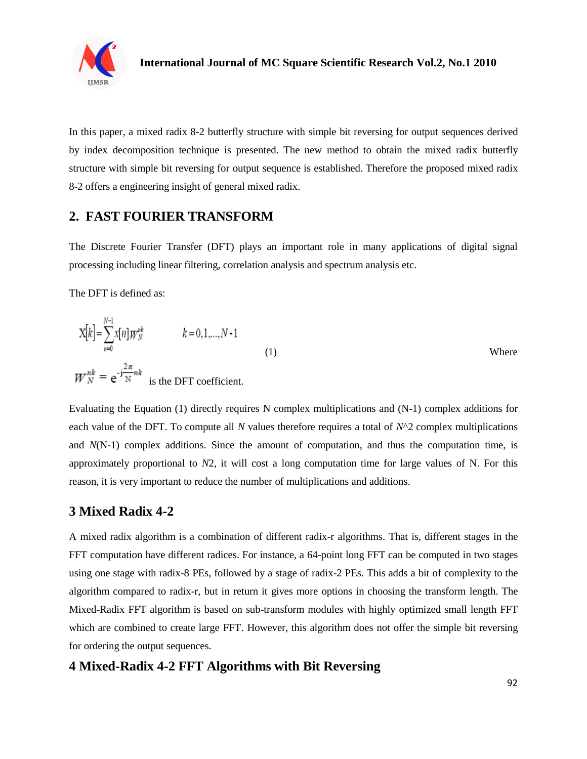In this paper, a mixed radix 8-2 butterfly structure with simple bit reversing for output sequences derived by index decomposition technique is presented. The new method to obtain the mixed radix butterfly structure with simple bit reversing for output sequence is established. Therefore the proposed mixed radix 8-2 offers a engineering insight of general mixed radix.

## 2. FAST FOURIER TRANSFORM

The Discrete Fourier Transfer (DFT) plays an important role in many applications of digital signal processing including linear filtering, correlation analysis and spectrum analysis etc.

The DFT is defined as:

$$X[k] = \sum_{n=0}^{N-1} x[n] W_N^{nk} \qquad k = 0,1,\ldots,N-1 \tag{1}$$

Where

$W_N^{nk} = e^{-j\frac{2\pi}{N}nk}$ is the DFT coefficient.

Evaluating the Equation (1) directly requires N complex multiplications and (N-1) complex additions for each value of the DFT. To compute all $N$ values therefore requires a total of $N$^2 complex multiplications and $N$(N-1) complex additions. Since the amount of computation, and thus the computation time, is approximately proportional to $N$2, it will cost a long computation time for large values of N. For this reason, it is very important to reduce the number of multiplications and additions.

## 3 Mixed Radix 4-2

A mixed radix algorithm is a combination of different radix-r algorithms. That is, different stages in the FFT computation have different radices. For instance, a 64-point long FFT can be computed in two stages using one stage with radix-8 PEs, followed by a stage of radix-2 PEs. This adds a bit of complexity to the algorithm compared to radix-r, but in return it gives more options in choosing the transform length. The Mixed-Radix FFT algorithm is based on sub-transform modules with highly optimized small length FFT which are combined to create large FFT. However, this algorithm does not offer the simple bit reversing for ordering the output sequences.

## 4 Mixed-Radix 4-2 FFT Algorithms with Bit Reversing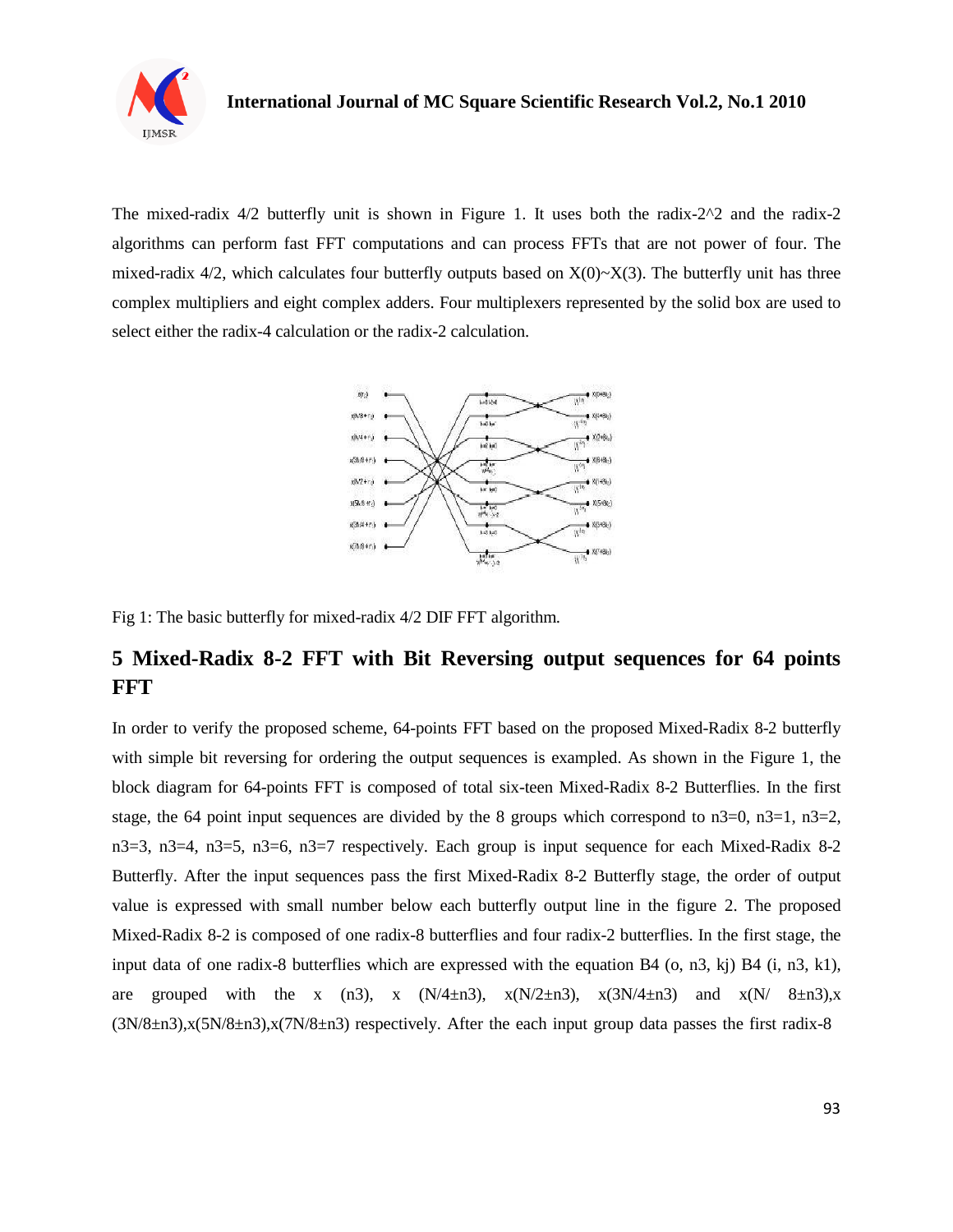The mixed-radix 4/2 butterfly unit is shown in Figure 1. It uses both the radix-2^2 and the radix-2 algorithms can perform fast FFT computations and can process FFTs that are not power of four. The mixed-radix 4/2, which calculates four butterfly outputs based on $X(0)\sim X(3)$. The butterfly unit has three complex multipliers and eight complex adders. Four multiplexers represented by the solid box are used to select either the radix-4 calculation or the radix-2 calculation.

Fig 1: The basic butterfly for mixed-radix 4/2 DIF FFT algorithm.

## 5 Mixed-Radix 8-2 FFT with Bit Reversing output sequences for 64 points FFT

In order to verify the proposed scheme, 64-points FFT based on the proposed Mixed-Radix 8-2 butterfly with simple bit reversing for ordering the output sequences is exampled. As shown in the Figure 1, the block diagram for 64-points FFT is composed of total six-teen Mixed-Radix 8-2 Butterflies. In the first stage, the 64 point input sequences are divided by the 8 groups which correspond to n3=0, n3=1, n3=2, n3=3, n3=4, n3=5, n3=6, n3=7 respectively. Each group is input sequence for each Mixed-Radix 8-2 Butterfly. After the input sequences pass the first Mixed-Radix 8-2 Butterfly stage, the order of output value is expressed with small number below each butterfly output line in the figure 2. The proposed Mixed-Radix 8-2 is composed of one radix-8 butterflies and four radix-2 butterflies. In the first stage, the input data of one radix-8 butterflies which are expressed with the equation B4 (o, n3, kj) B4 (i, n3, k1), are grouped with the $x(n3)$, $x(N/4\pm n3)$, $x(N/2\pm n3)$, $x(3N/4\pm n3)$ and $x(N/8\pm n3)$,$x(3N/8\pm n3)$,$x(5N/8\pm n3)$,$x(7N/8\pm n3)$ respectively. After the each input group data passes the first radix-8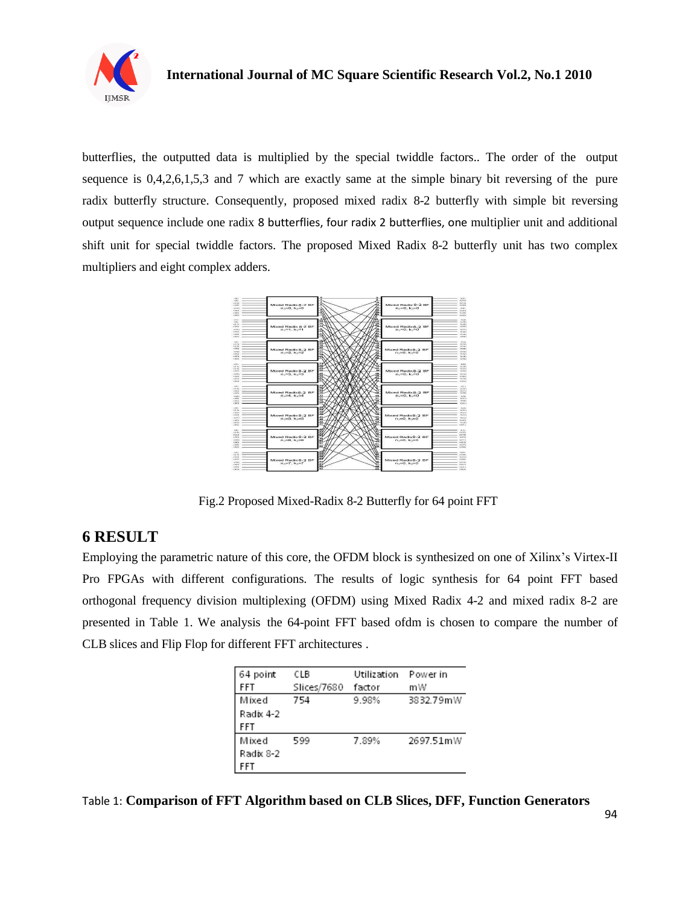butterflies, the outputted data is multiplied by the special twiddle factors.. The order of the output sequence is 0,4,2,6,1,5,3 and 7 which are exactly same at the simple binary bit reversing of the pure radix butterfly structure. Consequently, proposed mixed radix 8-2 butterfly with simple bit reversing output sequence include one radix 8 butterflies, four radix 2 butterflies, one multiplier unit and additional shift unit for special twiddle factors. The proposed Mixed Radix 8-2 butterfly unit has two complex multipliers and eight complex adders.

Fig.2 Proposed Mixed-Radix 8-2 Butterfly for 64 point FFT

## 6 RESULT

Employing the parametric nature of this core, the OFDM block is synthesized on one of Xilinx's Virtex-II Pro FPGAs with different configurations. The results of logic synthesis for 64 point FFT based orthogonal frequency division multiplexing (OFDM) using Mixed Radix 4-2 and mixed radix 8-2 are presented in Table 1. We analysis the 64-point FFT based ofdm is chosen to compare the number of CLB slices and Flip Flop for different FFT architectures .

| 64 point FFT | CLB Slices/7680 | Utilization factor | Power in mW |
|---|---|---|---|
| Mixed Radix 4-2 FFT | 754 | 9.98% | 3832.79mW |
| Mixed Radix 8-2 FFT | 599 | 7.89% | 2697.51mW |

Table 1: **Comparison of FFT Algorithm based on CLB Slices, DFF, Function Generators**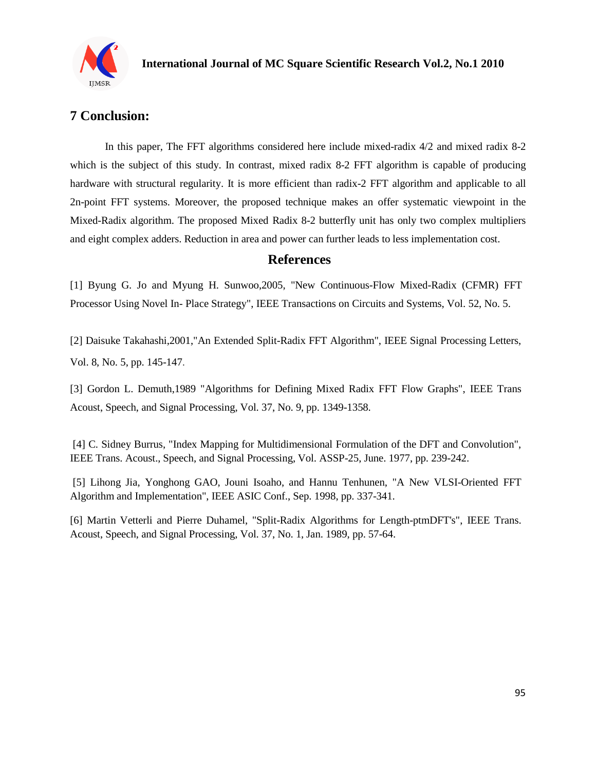## 7 Conclusion:

In this paper, The FFT algorithms considered here include mixed-radix 4/2 and mixed radix 8-2 which is the subject of this study. In contrast, mixed radix 8-2 FFT algorithm is capable of producing hardware with structural regularity. It is more efficient than radix-2 FFT algorithm and applicable to all 2n-point FFT systems. Moreover, the proposed technique makes an offer systematic viewpoint in the Mixed-Radix algorithm. The proposed Mixed Radix 8-2 butterfly unit has only two complex multipliers and eight complex adders. Reduction in area and power can further leads to less implementation cost.

## References

[1] Byung G. Jo and Myung H. Sunwoo,2005, "New Continuous-Flow Mixed-Radix (CFMR) FFT Processor Using Novel In- Place Strategy", IEEE Transactions on Circuits and Systems, Vol. 52, No. 5.

[2] Daisuke Takahashi,2001,"An Extended Split-Radix FFT Algorithm", IEEE Signal Processing Letters, Vol. 8, No. 5, pp. 145-147.

[3] Gordon L. Demuth,1989 "Algorithms for Defining Mixed Radix FFT Flow Graphs", IEEE Trans Acoust, Speech, and Signal Processing, Vol. 37, No. 9, pp. 1349-1358.

[4] C. Sidney Burrus, "Index Mapping for Multidimensional Formulation of the DFT and Convolution", IEEE Trans. Acoust., Speech, and Signal Processing, Vol. ASSP-25, June. 1977, pp. 239-242.

[5] Lihong Jia, Yonghong GAO, Jouni Isoaho, and Hannu Tenhunen, "A New VLSI-Oriented FFT Algorithm and Implementation", IEEE ASIC Conf., Sep. 1998, pp. 337-341.

[6] Martin Vetterli and Pierre Duhamel, "Split-Radix Algorithms for Length-ptmDFT's", IEEE Trans. Acoust, Speech, and Signal Processing, Vol. 37, No. 1, Jan. 1989, pp. 57-64.